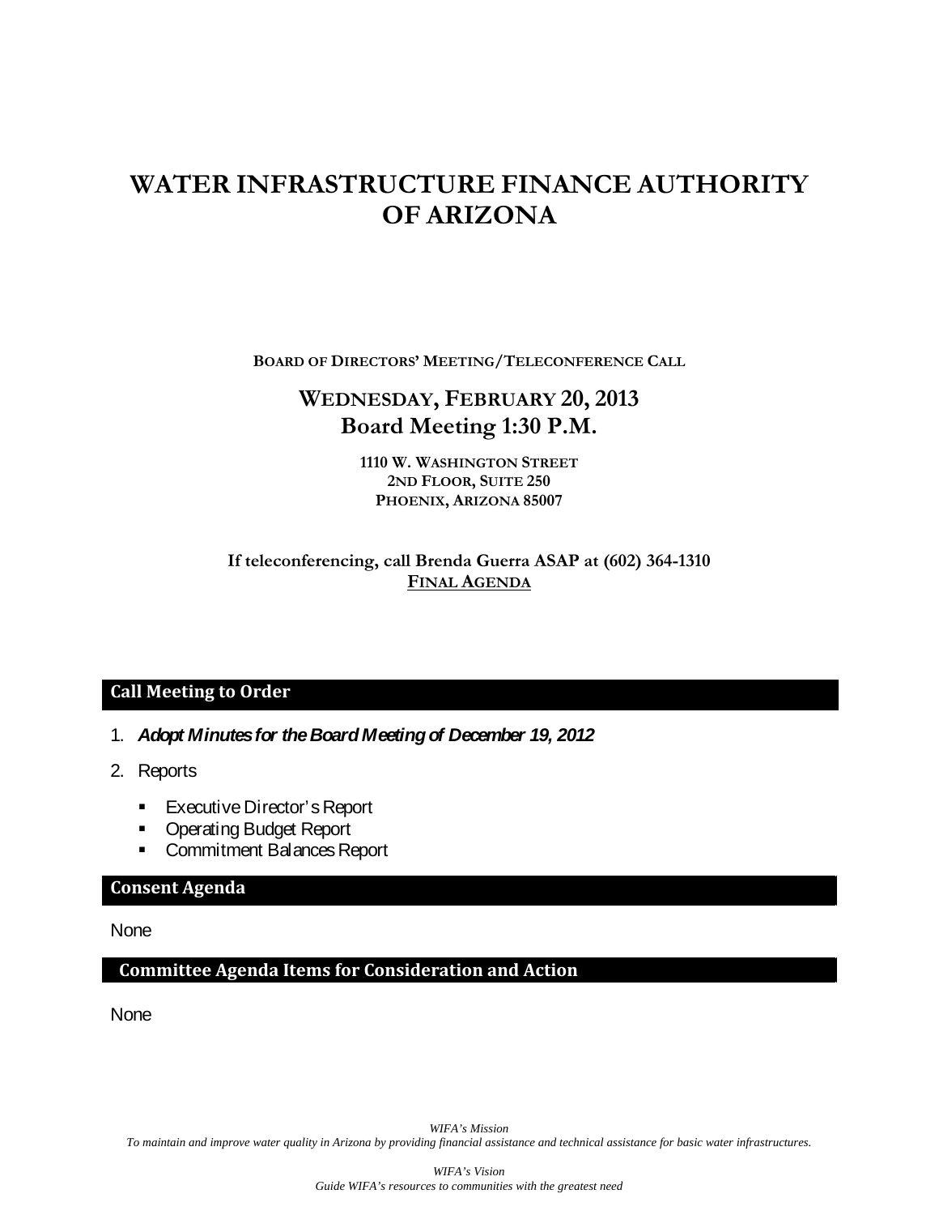# WATER INFRASTRUCTURE FINANCE AUTHORITY OF ARIZONA

**BOARD OF DIRECTORS' MEETING/TELECONFERENCE CALL**

## WEDNESDAY, FEBRUARY 20, 2013
## Board Meeting 1:30 P.M.

**1110 W. WASHINGTON STREET**
**2ND FLOOR, SUITE 250**
**PHOENIX, ARIZONA 85007**

**If teleconferencing, call Brenda Guerra ASAP at (602) 364-1310**
**FINAL AGENDA**

## Call Meeting to Order

1. ***Adopt Minutes for the Board Meeting of December 19, 2012***
2. Reports
   - Executive Director's Report
   - Operating Budget Report
   - Commitment Balances Report

## Consent Agenda

None

## Committee Agenda Items for Consideration and Action

None

*WIFA's Mission*
*To maintain and improve water quality in Arizona by providing financial assistance and technical assistance for basic water infrastructures.*

*WIFA's Vision*
*Guide WIFA's resources to communities with the greatest need*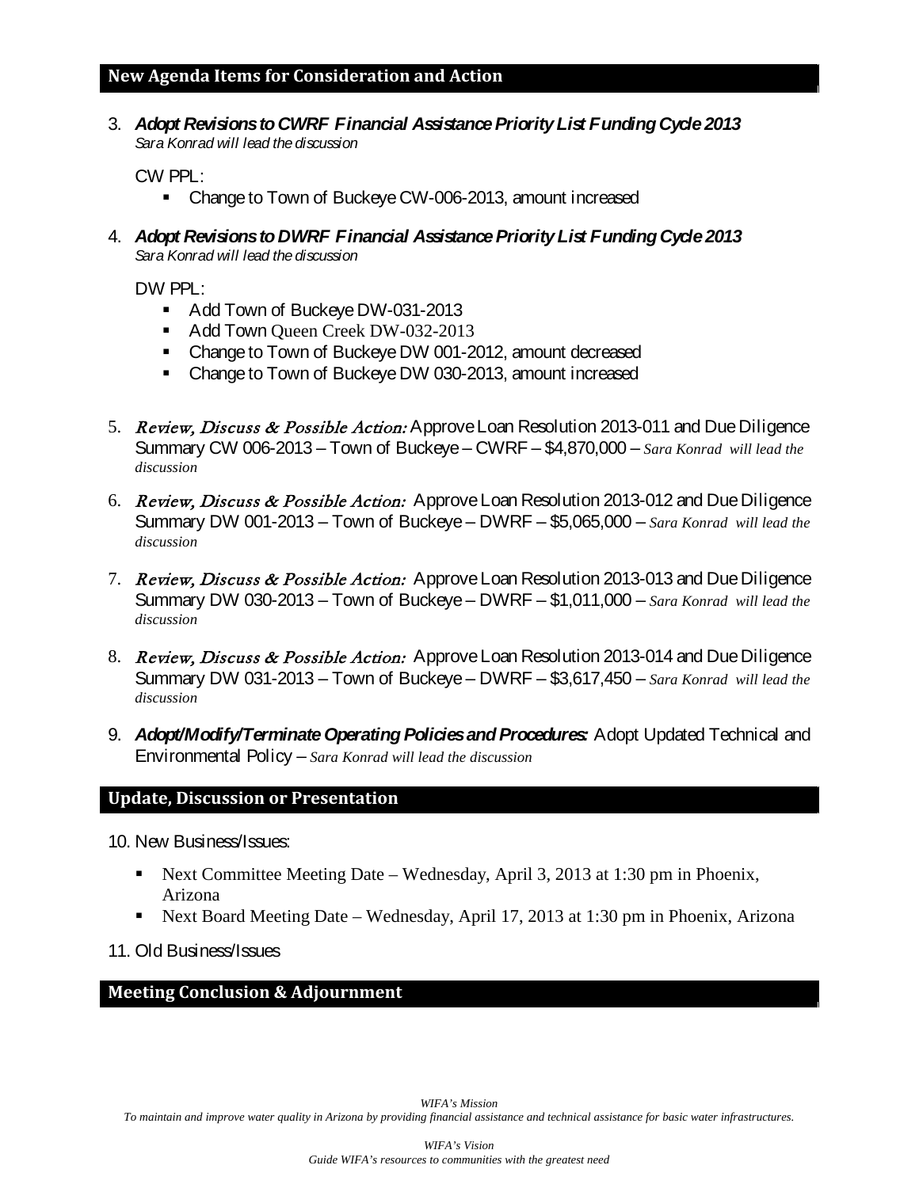## New Agenda Items for Consideration and Action

3. ***Adopt Revisions to CWRF Financial Assistance Priority List Funding Cycle 2013***
   *Sara Konrad will lead the discussion*

   CW PPL:
   - Change to Town of Buckeye CW-006-2013, amount increased

4. ***Adopt Revisions to DWRF Financial Assistance Priority List Funding Cycle 2013***
   *Sara Konrad will lead the discussion*

   DW PPL:
   - Add Town of Buckeye DW-031-2013
   - Add Town Queen Creek DW-032-2013
   - Change to Town of Buckeye DW 001-2012, amount decreased
   - Change to Town of Buckeye DW 030-2013, amount increased

5. ***Review, Discuss & Possible Action:*** Approve Loan Resolution 2013-011 and Due Diligence Summary CW 006-2013 – Town of Buckeye – CWRF – $4,870,000 – *Sara Konrad will lead the discussion*

6. ***Review, Discuss & Possible Action:*** Approve Loan Resolution 2013-012 and Due Diligence Summary DW 001-2013 – Town of Buckeye – DWRF – $5,065,000 – *Sara Konrad will lead the discussion*

7. ***Review, Discuss & Possible Action:*** Approve Loan Resolution 2013-013 and Due Diligence Summary DW 030-2013 – Town of Buckeye – DWRF – $1,011,000 – *Sara Konrad will lead the discussion*

8. ***Review, Discuss & Possible Action:*** Approve Loan Resolution 2013-014 and Due Diligence Summary DW 031-2013 – Town of Buckeye – DWRF – $3,617,450 – *Sara Konrad will lead the discussion*

9. ***Adopt/Modify/Terminate Operating Policies and Procedures:*** Adopt Updated Technical and Environmental Policy – *Sara Konrad will lead the discussion*

## Update, Discussion or Presentation

10. New Business/Issues:

   - Next Committee Meeting Date – Wednesday, April 3, 2013 at 1:30 pm in Phoenix, Arizona
   - Next Board Meeting Date – Wednesday, April 17, 2013 at 1:30 pm in Phoenix, Arizona

11. Old Business/Issues

## Meeting Conclusion & Adjournment

*WIFA's Mission*
*To maintain and improve water quality in Arizona by providing financial assistance and technical assistance for basic water infrastructures.*

*WIFA's Vision*
*Guide WIFA's resources to communities with the greatest need*